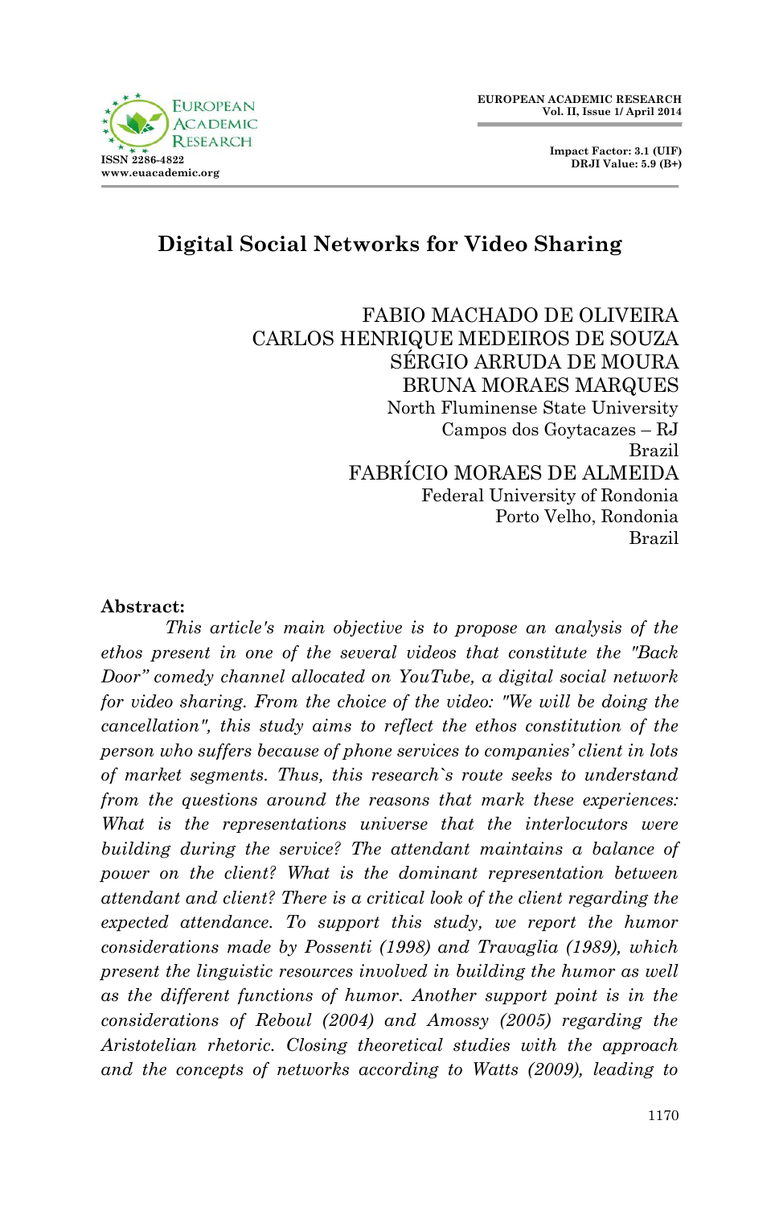# Digital Social Networks for Video Sharing

FABIO MACHADO DE OLIVEIRA  
CARLOS HENRIQUE MEDEIROS DE SOUZA  
SÉRGIO ARRUDA DE MOURA  
BRUNA MORAES MARQUES  
North Fluminense State University  
Campos dos Goytacazes – RJ  
Brazil  
FABRÍCIO MORAES DE ALMEIDA  
Federal University of Rondonia  
Porto Velho, Rondonia  
Brazil

**Abstract:**

*This article's main objective is to propose an analysis of the ethos present in one of the several videos that constitute the "Back Door" comedy channel allocated on YouTube, a digital social network for video sharing. From the choice of the video: "We will be doing the cancellation", this study aims to reflect the ethos constitution of the person who suffers because of phone services to companies' client in lots of market segments. Thus, this research`s route seeks to understand from the questions around the reasons that mark these experiences: What is the representations universe that the interlocutors were building during the service? The attendant maintains a balance of power on the client? What is the dominant representation between attendant and client? There is a critical look of the client regarding the expected attendance. To support this study, we report the humor considerations made by Possenti (1998) and Travaglia (1989), which present the linguistic resources involved in building the humor as well as the different functions of humor. Another support point is in the considerations of Reboul (2004) and Amossy (2005) regarding the Aristotelian rhetoric. Closing theoretical studies with the approach and the concepts of networks according to Watts (2009), leading to*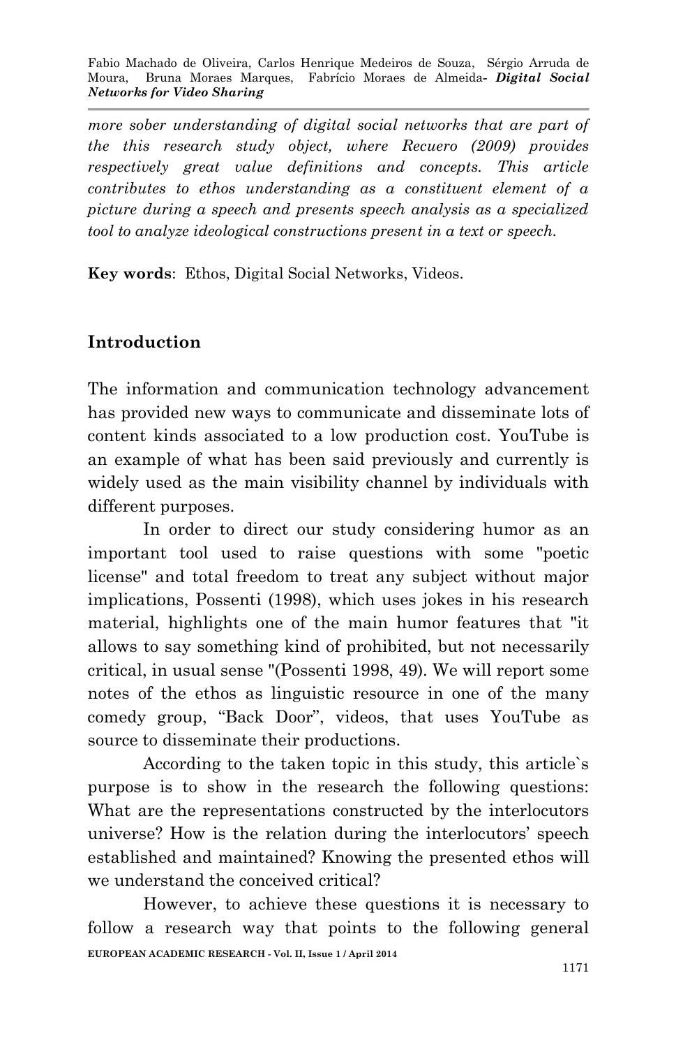*more sober understanding of digital social networks that are part of the this research study object, where Recuero (2009) provides respectively great value definitions and concepts. This article contributes to ethos understanding as a constituent element of a picture during a speech and presents speech analysis as a specialized tool to analyze ideological constructions present in a text or speech.*

**Key words**: Ethos, Digital Social Networks, Videos.

## Introduction

The information and communication technology advancement has provided new ways to communicate and disseminate lots of content kinds associated to a low production cost. YouTube is an example of what has been said previously and currently is widely used as the main visibility channel by individuals with different purposes.

In order to direct our study considering humor as an important tool used to raise questions with some "poetic license" and total freedom to treat any subject without major implications, Possenti (1998), which uses jokes in his research material, highlights one of the main humor features that "it allows to say something kind of prohibited, but not necessarily critical, in usual sense "(Possenti 1998, 49). We will report some notes of the ethos as linguistic resource in one of the many comedy group, “Back Door”, videos, that uses YouTube as source to disseminate their productions.

According to the taken topic in this study, this article`s purpose is to show in the research the following questions: What are the representations constructed by the interlocutors universe? How is the relation during the interlocutors’ speech established and maintained? Knowing the presented ethos will we understand the conceived critical?

However, to achieve these questions it is necessary to follow a research way that points to the following general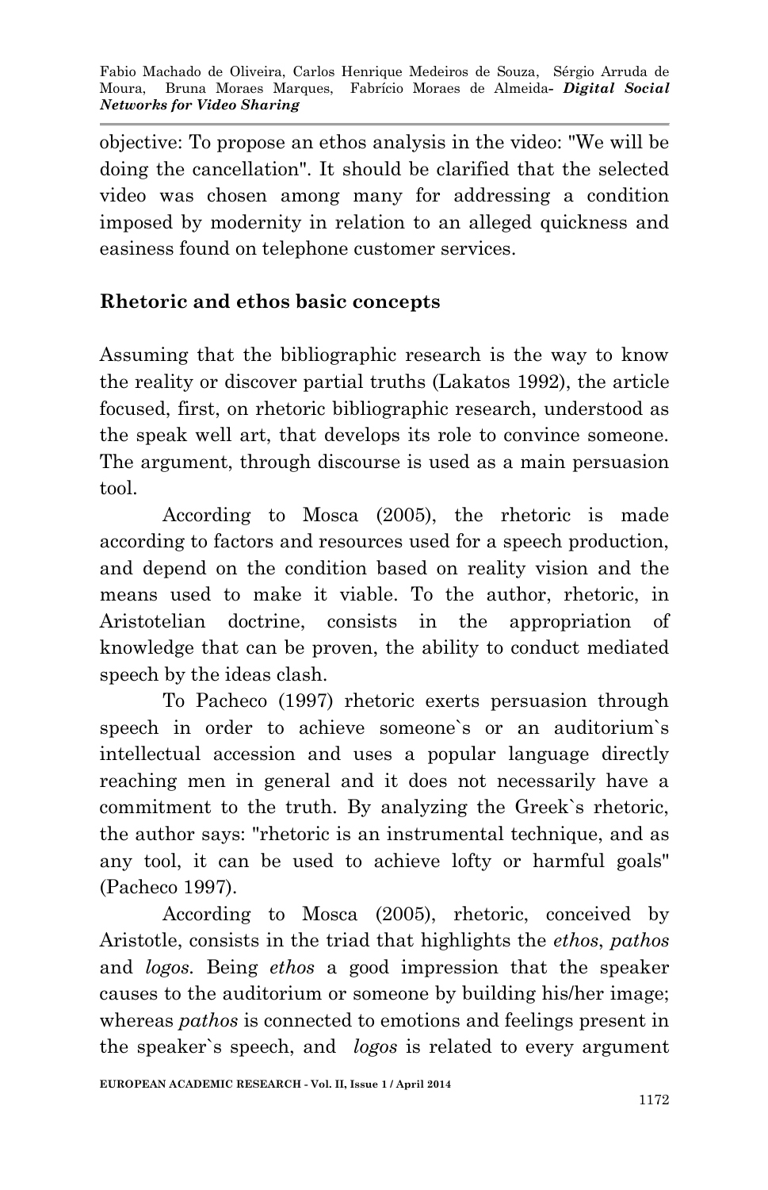objective: To propose an ethos analysis in the video: "We will be doing the cancellation". It should be clarified that the selected video was chosen among many for addressing a condition imposed by modernity in relation to an alleged quickness and easiness found on telephone customer services.

## Rhetoric and ethos basic concepts

Assuming that the bibliographic research is the way to know the reality or discover partial truths (Lakatos 1992), the article focused, first, on rhetoric bibliographic research, understood as the speak well art, that develops its role to convince someone. The argument, through discourse is used as a main persuasion tool.

According to Mosca (2005), the rhetoric is made according to factors and resources used for a speech production, and depend on the condition based on reality vision and the means used to make it viable. To the author, rhetoric, in Aristotelian doctrine, consists in the appropriation of knowledge that can be proven, the ability to conduct mediated speech by the ideas clash.

To Pacheco (1997) rhetoric exerts persuasion through speech in order to achieve someone`s or an auditorium`s intellectual accession and uses a popular language directly reaching men in general and it does not necessarily have a commitment to the truth. By analyzing the Greek`s rhetoric, the author says: "rhetoric is an instrumental technique, and as any tool, it can be used to achieve lofty or harmful goals" (Pacheco 1997).

According to Mosca (2005), rhetoric, conceived by Aristotle, consists in the triad that highlights the *ethos*, *pathos* and *logos*. Being *ethos* a good impression that the speaker causes to the auditorium or someone by building his/her image; whereas *pathos* is connected to emotions and feelings present in the speaker`s speech, and *logos* is related to every argument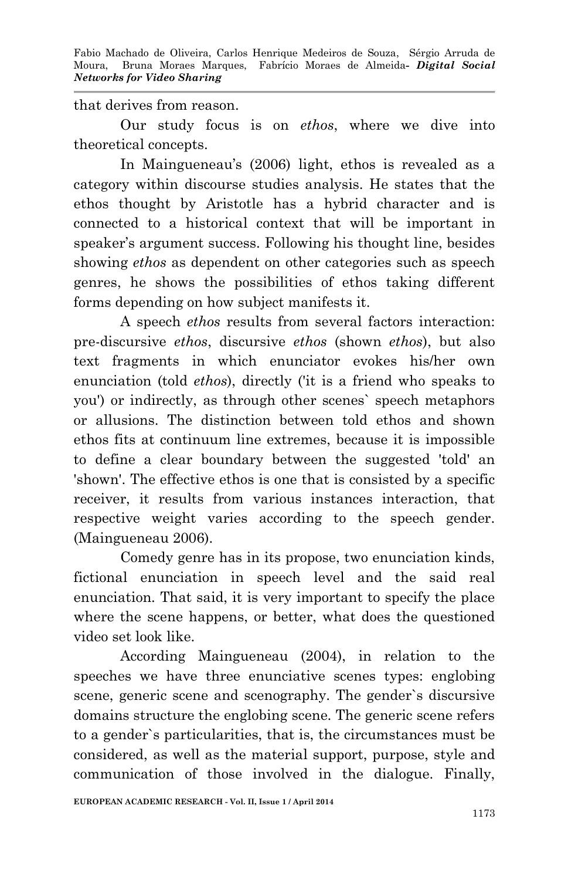that derives from reason.

Our study focus is on *ethos*, where we dive into theoretical concepts.

In Maingueneau's (2006) light, ethos is revealed as a category within discourse studies analysis. He states that the ethos thought by Aristotle has a hybrid character and is connected to a historical context that will be important in speaker's argument success. Following his thought line, besides showing *ethos* as dependent on other categories such as speech genres, he shows the possibilities of ethos taking different forms depending on how subject manifests it.

A speech *ethos* results from several factors interaction: pre-discursive *ethos*, discursive *ethos* (shown *ethos*), but also text fragments in which enunciator evokes his/her own enunciation (told *ethos*), directly ('it is a friend who speaks to you') or indirectly, as through other scenes` speech metaphors or allusions. The distinction between told ethos and shown ethos fits at continuum line extremes, because it is impossible to define a clear boundary between the suggested 'told' an 'shown'. The effective ethos is one that is consisted by a specific receiver, it results from various instances interaction, that respective weight varies according to the speech gender. (Maingueneau 2006).

Comedy genre has in its propose, two enunciation kinds, fictional enunciation in speech level and the said real enunciation. That said, it is very important to specify the place where the scene happens, or better, what does the questioned video set look like.

According Maingueneau (2004), in relation to the speeches we have three enunciative scenes types: englobing scene, generic scene and scenography. The gender`s discursive domains structure the englobing scene. The generic scene refers to a gender`s particularities, that is, the circumstances must be considered, as well as the material support, purpose, style and communication of those involved in the dialogue. Finally,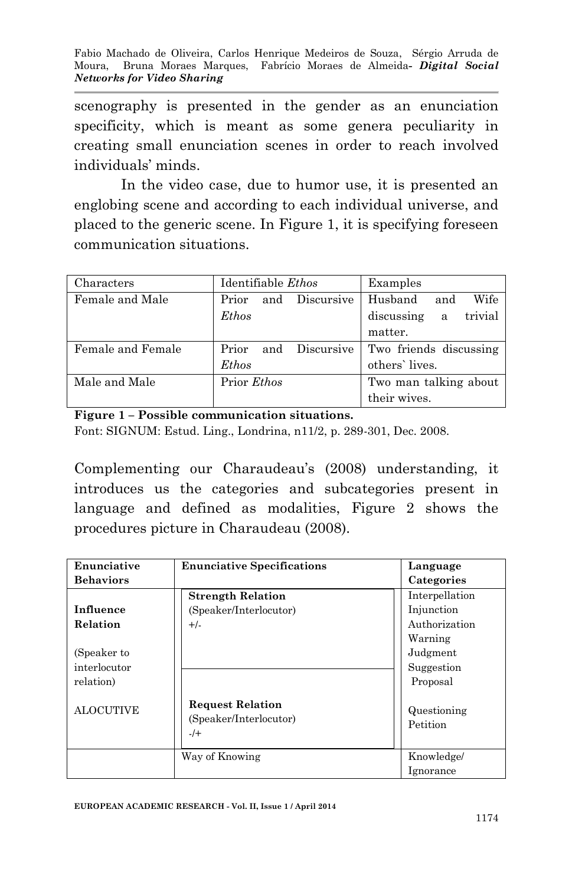scenography is presented in the gender as an enunciation specificity, which is meant as some genera peculiarity in creating small enunciation scenes in order to reach involved individuals' minds.

In the video case, due to humor use, it is presented an englobing scene and according to each individual universe, and placed to the generic scene. In Figure 1, it is specifying foreseen communication situations.

| Characters | Identifiable *Ethos* | Examples |
|---|---|---|
| Female and Male | Prior and Discursive *Ethos* | Husband and Wife discussing a trivial matter. |
| Female and Female | Prior and Discursive *Ethos* | Two friends discussing others` lives. |
| Male and Male | Prior *Ethos* | Two man talking about their wives. |

**Figure 1 – Possible communication situations.**
Font: SIGNUM: Estud. Ling., Londrina, n11/2, p. 289-301, Dec. 2008.

Complementing our Charaudeau's (2008) understanding, it introduces us the categories and subcategories present in language and defined as modalities, Figure 2 shows the procedures picture in Charaudeau (2008).

| **Enunciative Behaviors** | **Enunciative Specifications** | **Language Categories** |
|---|---|---|
| **Influence Relation** (Speaker to interlocutor relation) ALOCUTIVE | **Strength Relation** (Speaker/Interlocutor) +/- | Interpellation Injunction Authorization Warning Judgment Suggestion Proposal |
| | **Request Relation** (Speaker/Interlocutor) -/+ | Questioning Petition |
| | Way of Knowing | Knowledge/ Ignorance |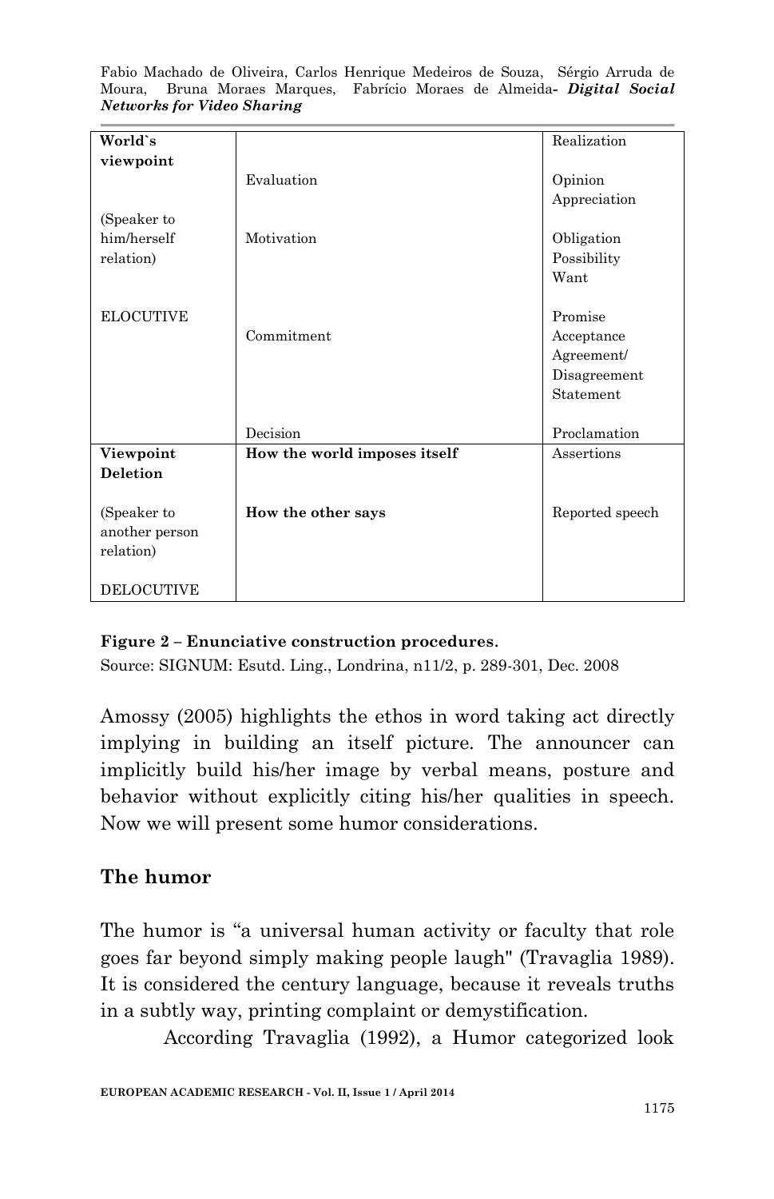| World`s viewpoint<br><br>(Speaker to him/herself relation)<br><br>ELOCUTIVE | Evaluation<br><br>Motivation<br><br>Commitment<br><br>Decision | Realization<br><br>Opinion<br>Appreciation<br><br>Obligation<br>Possibility<br>Want<br><br>Promise<br>Acceptance<br>Agreement/<br>Disagreement<br>Statement<br><br>Proclamation |
|---|---|---|
| **Viewpoint Deletion**<br><br>(Speaker to another person relation)<br><br>DELOCUTIVE | **How the world imposes itself**<br><br>**How the other says** | Assertions<br><br>Reported speech |

**Figure 2 – Enunciative construction procedures.**
Source: SIGNUM: Esutd. Ling., Londrina, n11/2, p. 289-301, Dec. 2008

Amossy (2005) highlights the ethos in word taking act directly implying in building an itself picture. The announcer can implicitly build his/her image by verbal means, posture and behavior without explicitly citing his/her qualities in speech. Now we will present some humor considerations.

## The humor

The humor is "a universal human activity or faculty that role goes far beyond simply making people laugh" (Travaglia 1989). It is considered the century language, because it reveals truths in a subtly way, printing complaint or demystification.

According Travaglia (1992), a Humor categorized look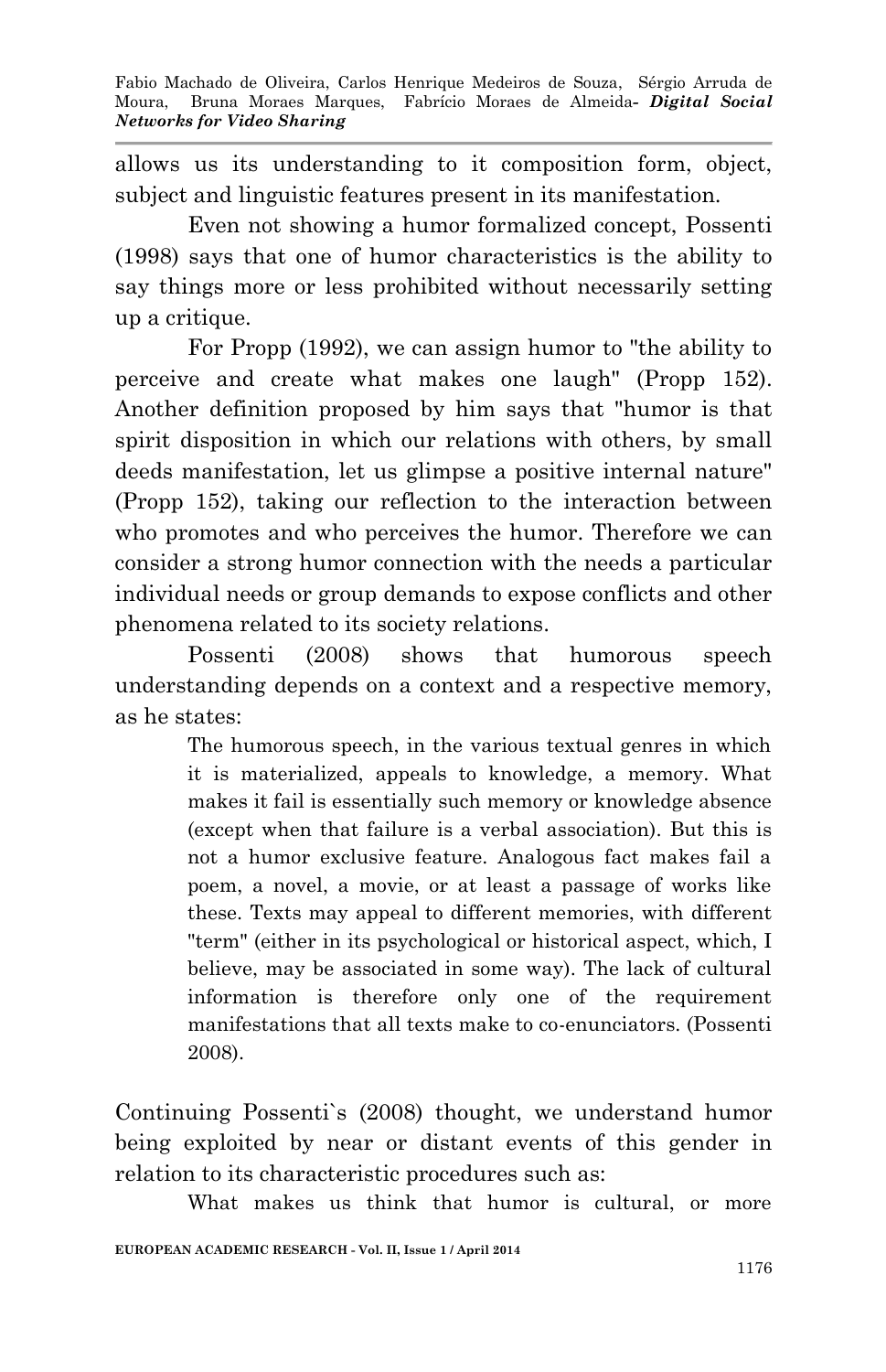allows us its understanding to it composition form, object, subject and linguistic features present in its manifestation.

Even not showing a humor formalized concept, Possenti (1998) says that one of humor characteristics is the ability to say things more or less prohibited without necessarily setting up a critique.

For Propp (1992), we can assign humor to "the ability to perceive and create what makes one laugh" (Propp 152). Another definition proposed by him says that "humor is that spirit disposition in which our relations with others, by small deeds manifestation, let us glimpse a positive internal nature" (Propp 152), taking our reflection to the interaction between who promotes and who perceives the humor. Therefore we can consider a strong humor connection with the needs a particular individual needs or group demands to expose conflicts and other phenomena related to its society relations.

Possenti (2008) shows that humorous speech understanding depends on a context and a respective memory, as he states:

> The humorous speech, in the various textual genres in which it is materialized, appeals to knowledge, a memory. What makes it fail is essentially such memory or knowledge absence (except when that failure is a verbal association). But this is not a humor exclusive feature. Analogous fact makes fail a poem, a novel, a movie, or at least a passage of works like these. Texts may appeal to different memories, with different "term" (either in its psychological or historical aspect, which, I believe, may be associated in some way). The lack of cultural information is therefore only one of the requirement manifestations that all texts make to co-enunciators. (Possenti 2008).

Continuing Possenti`s (2008) thought, we understand humor being exploited by near or distant events of this gender in relation to its characteristic procedures such as:

> What makes us think that humor is cultural, or more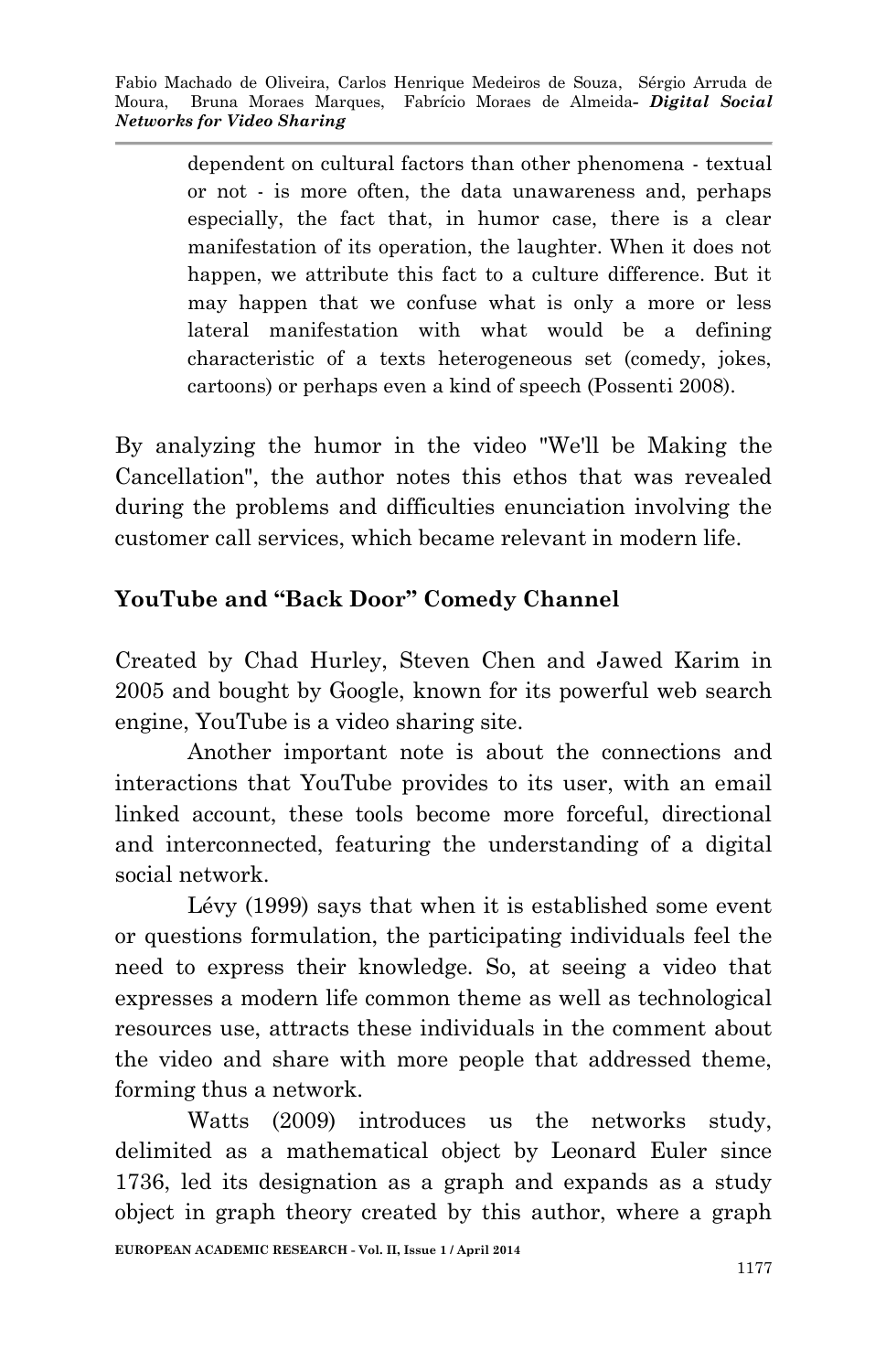> dependent on cultural factors than other phenomena - textual or not - is more often, the data unawareness and, perhaps especially, the fact that, in humor case, there is a clear manifestation of its operation, the laughter. When it does not happen, we attribute this fact to a culture difference. But it may happen that we confuse what is only a more or less lateral manifestation with what would be a defining characteristic of a texts heterogeneous set (comedy, jokes, cartoons) or perhaps even a kind of speech (Possenti 2008).

By analyzing the humor in the video "We'll be Making the Cancellation", the author notes this ethos that was revealed during the problems and difficulties enunciation involving the customer call services, which became relevant in modern life.

## YouTube and "Back Door" Comedy Channel

Created by Chad Hurley, Steven Chen and Jawed Karim in 2005 and bought by Google, known for its powerful web search engine, YouTube is a video sharing site.

Another important note is about the connections and interactions that YouTube provides to its user, with an email linked account, these tools become more forceful, directional and interconnected, featuring the understanding of a digital social network.

Lévy (1999) says that when it is established some event or questions formulation, the participating individuals feel the need to express their knowledge. So, at seeing a video that expresses a modern life common theme as well as technological resources use, attracts these individuals in the comment about the video and share with more people that addressed theme, forming thus a network.

Watts (2009) introduces us the networks study, delimited as a mathematical object by Leonard Euler since 1736, led its designation as a graph and expands as a study object in graph theory created by this author, where a graph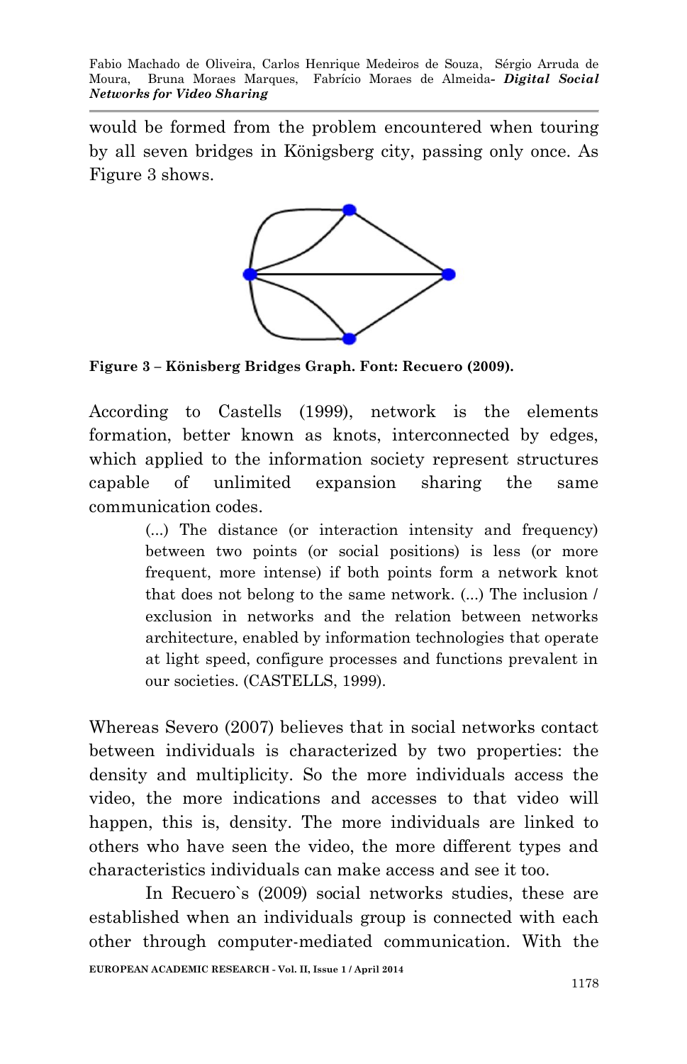would be formed from the problem encountered when touring by all seven bridges in Königsberg city, passing only once. As Figure 3 shows.

**Figure 3 – Könisberg Bridges Graph. Font: Recuero (2009).**

According to Castells (1999), network is the elements formation, better known as knots, interconnected by edges, which applied to the information society represent structures capable of unlimited expansion sharing the same communication codes.

> (...) The distance (or interaction intensity and frequency) between two points (or social positions) is less (or more frequent, more intense) if both points form a network knot that does not belong to the same network. (...) The inclusion / exclusion in networks and the relation between networks architecture, enabled by information technologies that operate at light speed, configure processes and functions prevalent in our societies. (CASTELLS, 1999).

Whereas Severo (2007) believes that in social networks contact between individuals is characterized by two properties: the density and multiplicity. So the more individuals access the video, the more indications and accesses to that video will happen, this is, density. The more individuals are linked to others who have seen the video, the more different types and characteristics individuals can make access and see it too.

In Recuero`s (2009) social networks studies, these are established when an individuals group is connected with each other through computer-mediated communication. With the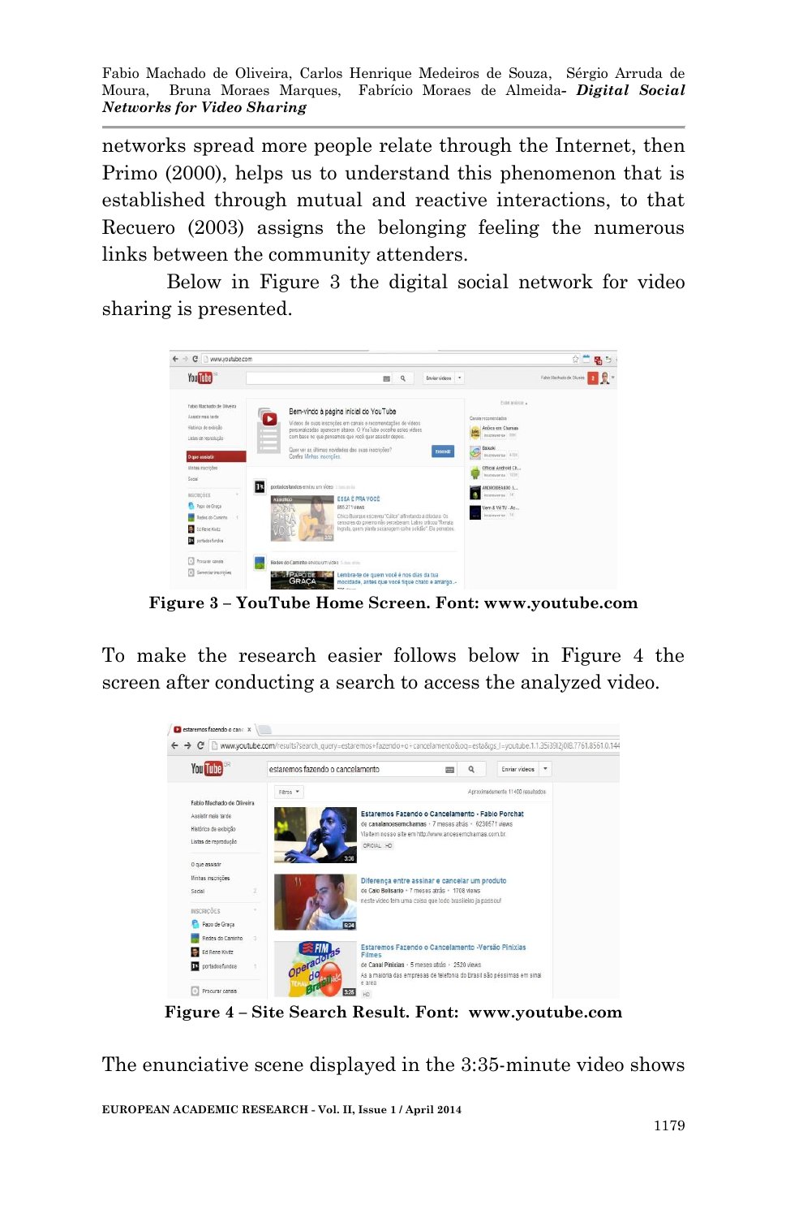networks spread more people relate through the Internet, then Primo (2000), helps us to understand this phenomenon that is established through mutual and reactive interactions, to that Recuero (2003) assigns the belonging feeling the numerous links between the community attenders.

Below in Figure 3 the digital social network for video sharing is presented.

**Figure 3 – YouTube Home Screen. Font: www.youtube.com**

To make the research easier follows below in Figure 4 the screen after conducting a search to access the analyzed video.

**Figure 4 – Site Search Result. Font: www.youtube.com**

The enunciative scene displayed in the 3:35-minute video shows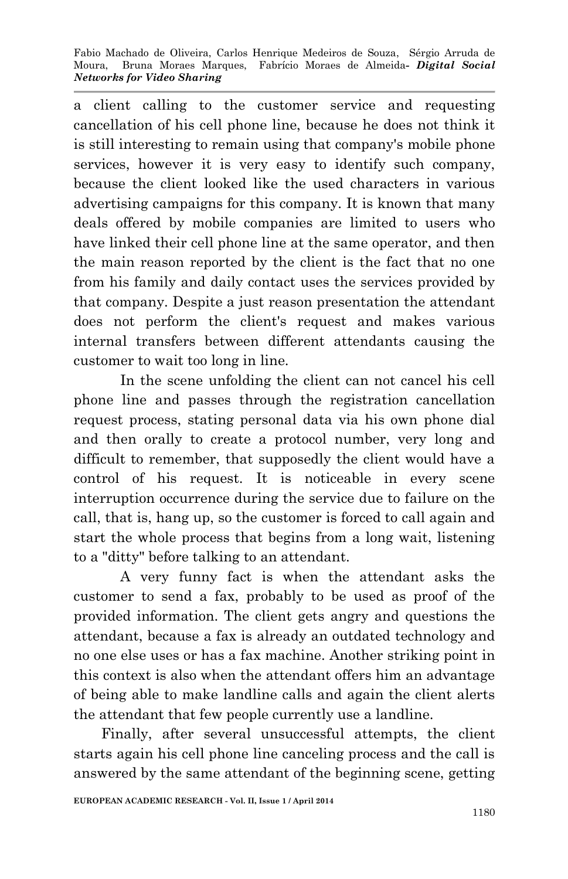a client calling to the customer service and requesting cancellation of his cell phone line, because he does not think it is still interesting to remain using that company's mobile phone services, however it is very easy to identify such company, because the client looked like the used characters in various advertising campaigns for this company. It is known that many deals offered by mobile companies are limited to users who have linked their cell phone line at the same operator, and then the main reason reported by the client is the fact that no one from his family and daily contact uses the services provided by that company. Despite a just reason presentation the attendant does not perform the client's request and makes various internal transfers between different attendants causing the customer to wait too long in line.

In the scene unfolding the client can not cancel his cell phone line and passes through the registration cancellation request process, stating personal data via his own phone dial and then orally to create a protocol number, very long and difficult to remember, that supposedly the client would have a control of his request. It is noticeable in every scene interruption occurrence during the service due to failure on the call, that is, hang up, so the customer is forced to call again and start the whole process that begins from a long wait, listening to a "ditty" before talking to an attendant.

A very funny fact is when the attendant asks the customer to send a fax, probably to be used as proof of the provided information. The client gets angry and questions the attendant, because a fax is already an outdated technology and no one else uses or has a fax machine. Another striking point in this context is also when the attendant offers him an advantage of being able to make landline calls and again the client alerts the attendant that few people currently use a landline.

Finally, after several unsuccessful attempts, the client starts again his cell phone line canceling process and the call is answered by the same attendant of the beginning scene, getting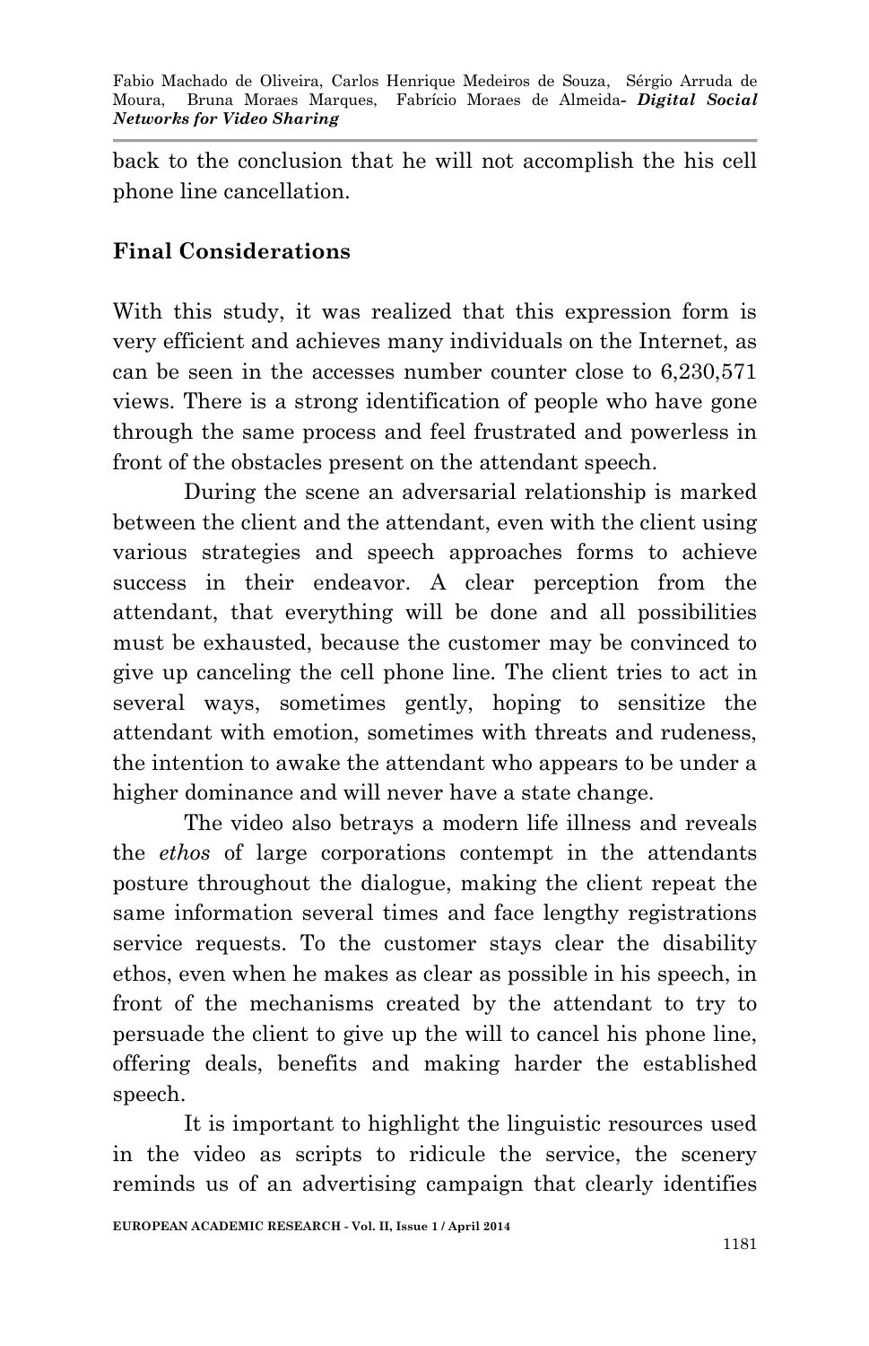back to the conclusion that he will not accomplish the his cell phone line cancellation.

## Final Considerations

With this study, it was realized that this expression form is very efficient and achieves many individuals on the Internet, as can be seen in the accesses number counter close to 6,230,571 views. There is a strong identification of people who have gone through the same process and feel frustrated and powerless in front of the obstacles present on the attendant speech.

During the scene an adversarial relationship is marked between the client and the attendant, even with the client using various strategies and speech approaches forms to achieve success in their endeavor. A clear perception from the attendant, that everything will be done and all possibilities must be exhausted, because the customer may be convinced to give up canceling the cell phone line. The client tries to act in several ways, sometimes gently, hoping to sensitize the attendant with emotion, sometimes with threats and rudeness, the intention to awake the attendant who appears to be under a higher dominance and will never have a state change.

The video also betrays a modern life illness and reveals the *ethos* of large corporations contempt in the attendants posture throughout the dialogue, making the client repeat the same information several times and face lengthy registrations service requests. To the customer stays clear the disability ethos, even when he makes as clear as possible in his speech, in front of the mechanisms created by the attendant to try to persuade the client to give up the will to cancel his phone line, offering deals, benefits and making harder the established speech.

It is important to highlight the linguistic resources used in the video as scripts to ridicule the service, the scenery reminds us of an advertising campaign that clearly identifies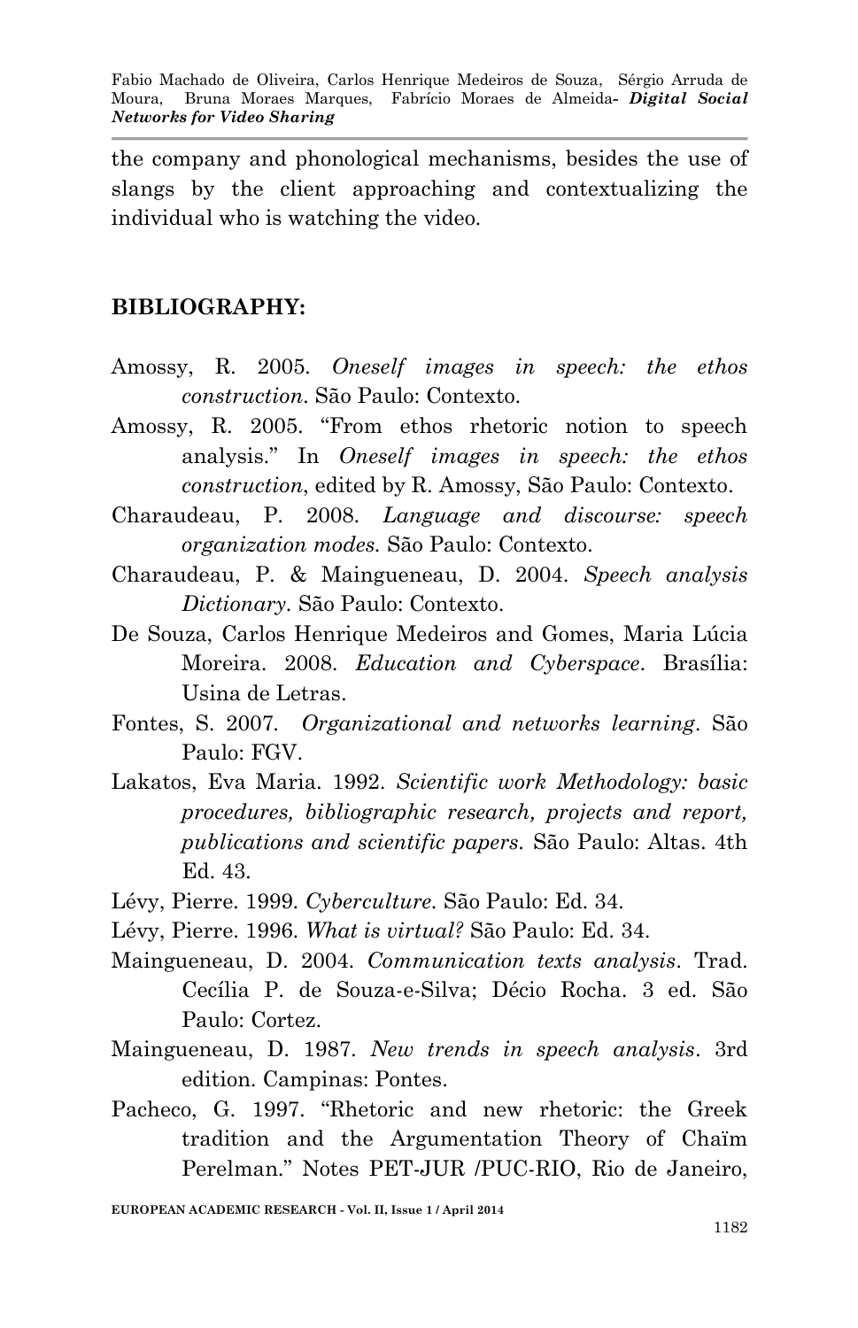the company and phonological mechanisms, besides the use of slangs by the client approaching and contextualizing the individual who is watching the video.

## BIBLIOGRAPHY:

Amossy, R. 2005. *Oneself images in speech: the ethos construction*. São Paulo: Contexto.

Amossy, R. 2005. "From ethos rhetoric notion to speech analysis." In *Oneself images in speech: the ethos construction*, edited by R. Amossy, São Paulo: Contexto.

Charaudeau, P. 2008. *Language and discourse: speech organization modes.* São Paulo: Contexto.

Charaudeau, P. & Maingueneau, D. 2004. *Speech analysis Dictionary.* São Paulo: Contexto.

De Souza, Carlos Henrique Medeiros and Gomes, Maria Lúcia Moreira. 2008. *Education and Cyberspace*. Brasília: Usina de Letras.

Fontes, S. 2007. *Organizational and networks learning*. São Paulo: FGV.

Lakatos, Eva Maria. 1992. *Scientific work Methodology: basic procedures, bibliographic research, projects and report, publications and scientific papers.* São Paulo: Altas. 4th Ed. 43.

Lévy, Pierre. 1999. *Cyberculture.* São Paulo: Ed. 34.

Lévy, Pierre. 1996. *What is virtual?* São Paulo: Ed. 34.

Maingueneau, D. 2004. *Communication texts analysis*. Trad. Cecília P. de Souza-e-Silva; Décio Rocha. 3 ed. São Paulo: Cortez.

Maingueneau, D. 1987. *New trends in speech analysis*. 3rd edition. Campinas: Pontes.

Pacheco, G. 1997. "Rhetoric and new rhetoric: the Greek tradition and the Argumentation Theory of Chaïm Perelman." Notes PET-JUR /PUC-RIO, Rio de Janeiro,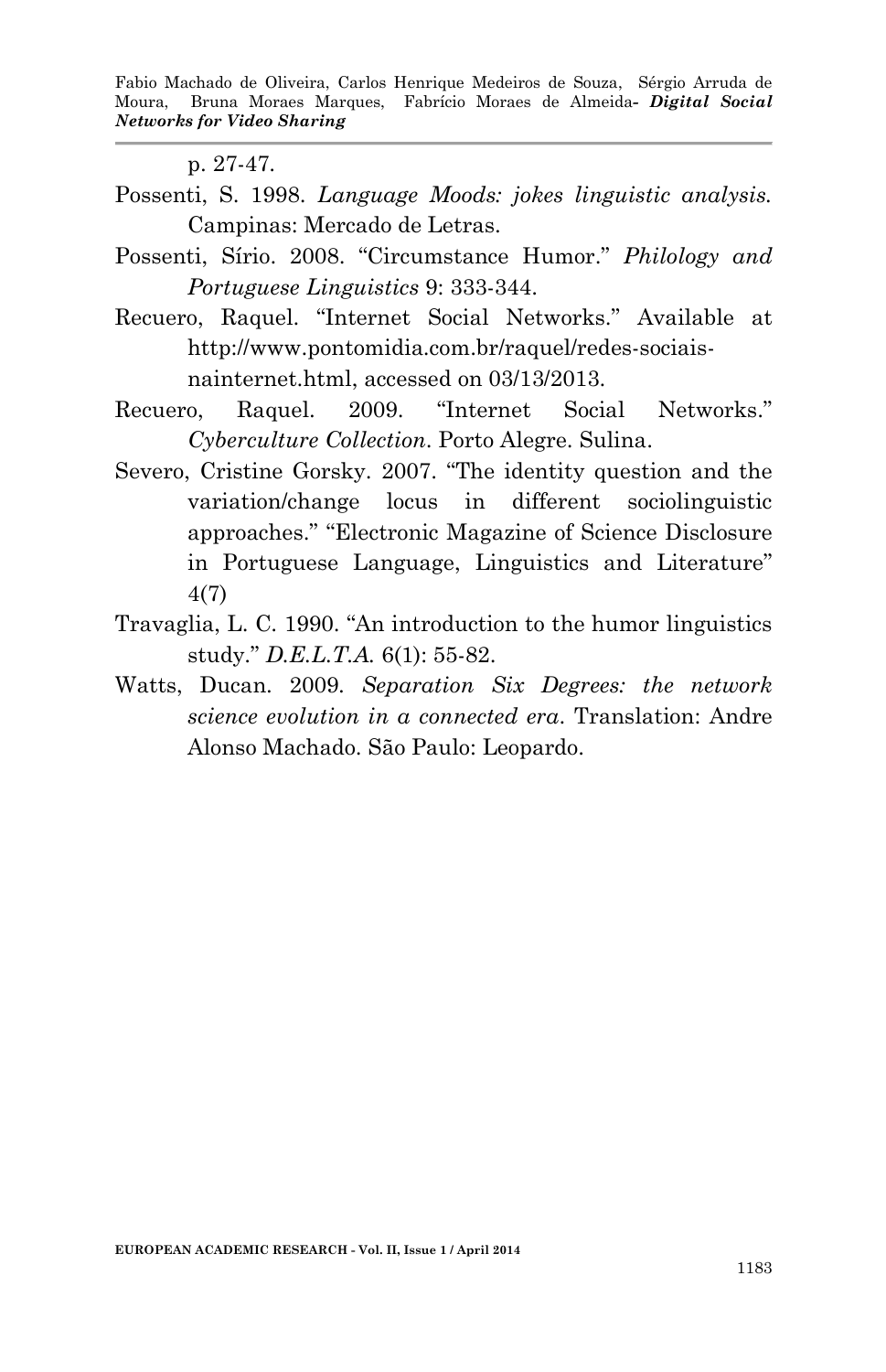p. 27-47.

Possenti, S. 1998. *Language Moods: jokes linguistic analysis.* Campinas: Mercado de Letras.

Possenti, Sírio. 2008. "Circumstance Humor." *Philology and Portuguese Linguistics* 9: 333-344.

Recuero, Raquel. "Internet Social Networks." Available at http://www.pontomidia.com.br/raquel/redes-sociais-nainternet.html, accessed on 03/13/2013.

Recuero, Raquel. 2009. "Internet Social Networks." *Cyberculture Collection*. Porto Alegre. Sulina.

Severo, Cristine Gorsky. 2007. "The identity question and the variation/change locus in different sociolinguistic approaches." "Electronic Magazine of Science Disclosure in Portuguese Language, Linguistics and Literature" 4(7)

Travaglia, L. C. 1990. "An introduction to the humor linguistics study." *D.E.L.T.A.* 6(1): 55-82.

Watts, Ducan. 2009. *Separation Six Degrees: the network science evolution in a connected era*. Translation: Andre Alonso Machado. São Paulo: Leopardo.